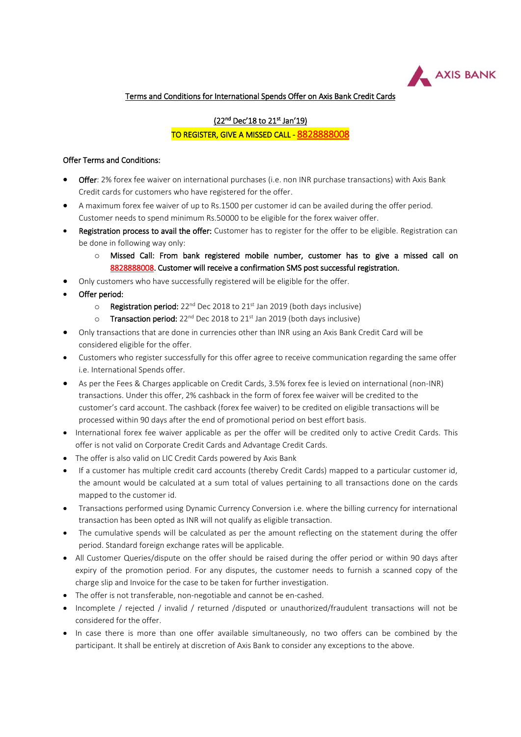AXIS BANK

## Terms and Conditions for International Spends Offer on Axis Bank Credit Cards

(22nd Dec'18 to 21st Jan'19)

TO REGISTER, GIVE A MISSED CALL - 8828888008

### Offer Terms and Conditions:

- Offer: 2% forex fee waiver on international purchases (i.e. non INR purchase transactions) with Axis Bank Credit cards for customers who have registered for the offer.
- A maximum forex fee waiver of up to Rs.1500 per customer id can be availed during the offer period. Customer needs to spend minimum Rs.50000 to be eligible for the forex waiver offer.
- **Registration process to avail the offer:** Customer has to register for the offer to be eligible. Registration can be done in following way only:
  - **Missed Call: From bank registered mobile number, customer has to give a missed call on 8828888008. Customer will receive a confirmation SMS post successful registration.**
- Only customers who have successfully registered will be eligible for the offer.
- Offer period:
  - **Registration period:** 22nd Dec 2018 to 21st Jan 2019 (both days inclusive)
  - **Transaction period:** 22nd Dec 2018 to 21st Jan 2019 (both days inclusive)
- Only transactions that are done in currencies other than INR using an Axis Bank Credit Card will be considered eligible for the offer.
- Customers who register successfully for this offer agree to receive communication regarding the same offer i.e. International Spends offer.
- As per the Fees & Charges applicable on Credit Cards, 3.5% forex fee is levied on international (non-INR) transactions. Under this offer, 2% cashback in the form of forex fee waiver will be credited to the customer's card account. The cashback (forex fee waiver) to be credited on eligible transactions will be processed within 90 days after the end of promotional period on best effort basis.
- International forex fee waiver applicable as per the offer will be credited only to active Credit Cards. This offer is not valid on Corporate Credit Cards and Advantage Credit Cards.
- The offer is also valid on LIC Credit Cards powered by Axis Bank
- If a customer has multiple credit card accounts (thereby Credit Cards) mapped to a particular customer id, the amount would be calculated at a sum total of values pertaining to all transactions done on the cards mapped to the customer id.
- Transactions performed using Dynamic Currency Conversion i.e. where the billing currency for international transaction has been opted as INR will not qualify as eligible transaction.
- The cumulative spends will be calculated as per the amount reflecting on the statement during the offer period. Standard foreign exchange rates will be applicable.
- All Customer Queries/dispute on the offer should be raised during the offer period or within 90 days after expiry of the promotion period. For any disputes, the customer needs to furnish a scanned copy of the charge slip and Invoice for the case to be taken for further investigation.
- The offer is not transferable, non-negotiable and cannot be en-cashed.
- Incomplete / rejected / invalid / returned /disputed or unauthorized/fraudulent transactions will not be considered for the offer.
- In case there is more than one offer available simultaneously, no two offers can be combined by the participant. It shall be entirely at discretion of Axis Bank to consider any exceptions to the above.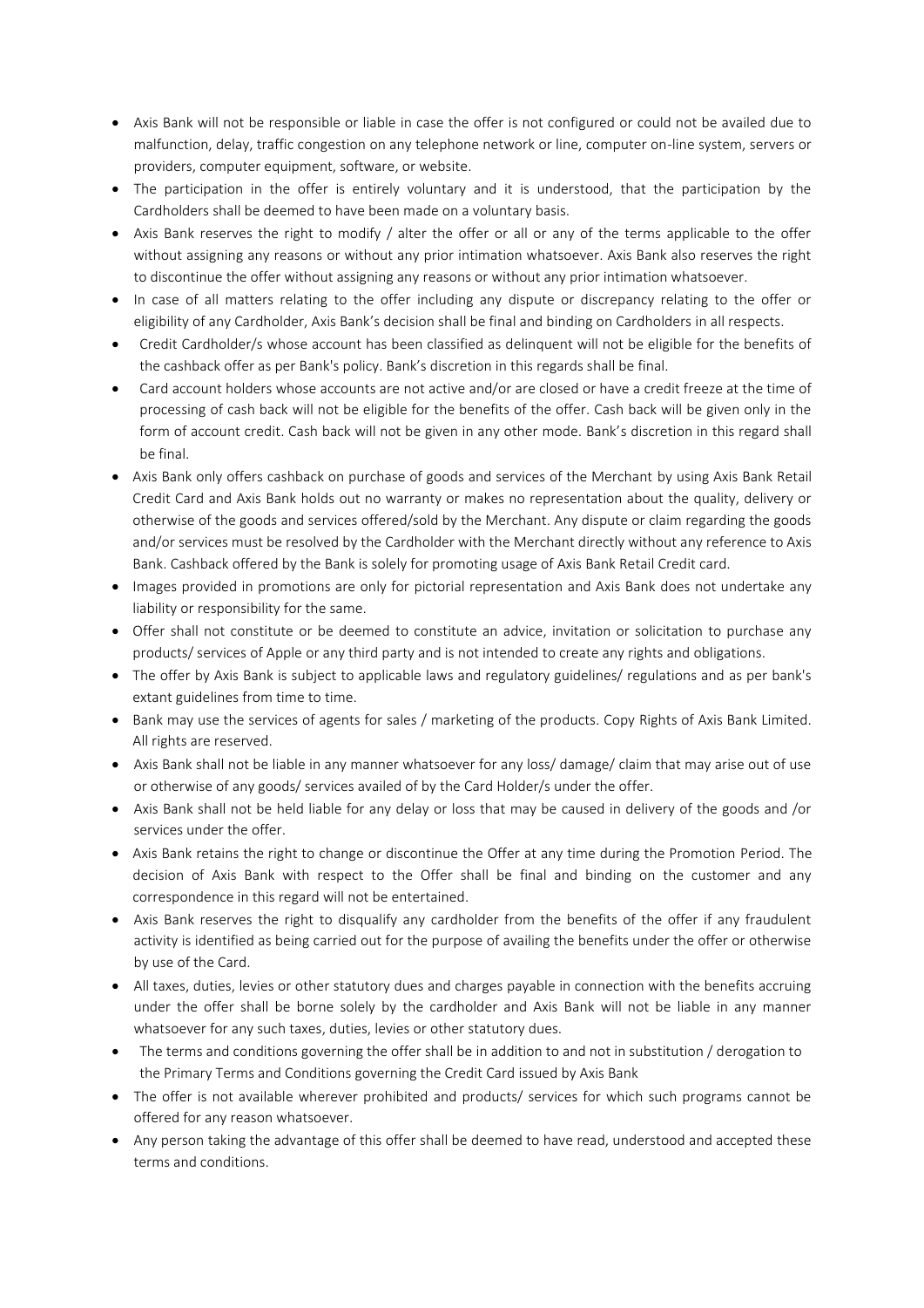- Axis Bank will not be responsible or liable in case the offer is not configured or could not be availed due to malfunction, delay, traffic congestion on any telephone network or line, computer on-line system, servers or providers, computer equipment, software, or website.
- The participation in the offer is entirely voluntary and it is understood, that the participation by the Cardholders shall be deemed to have been made on a voluntary basis.
- Axis Bank reserves the right to modify / alter the offer or all or any of the terms applicable to the offer without assigning any reasons or without any prior intimation whatsoever. Axis Bank also reserves the right to discontinue the offer without assigning any reasons or without any prior intimation whatsoever.
- In case of all matters relating to the offer including any dispute or discrepancy relating to the offer or eligibility of any Cardholder, Axis Bank's decision shall be final and binding on Cardholders in all respects.
- Credit Cardholder/s whose account has been classified as delinquent will not be eligible for the benefits of the cashback offer as per Bank's policy. Bank's discretion in this regards shall be final.
- Card account holders whose accounts are not active and/or are closed or have a credit freeze at the time of processing of cash back will not be eligible for the benefits of the offer. Cash back will be given only in the form of account credit. Cash back will not be given in any other mode. Bank's discretion in this regard shall be final.
- Axis Bank only offers cashback on purchase of goods and services of the Merchant by using Axis Bank Retail Credit Card and Axis Bank holds out no warranty or makes no representation about the quality, delivery or otherwise of the goods and services offered/sold by the Merchant. Any dispute or claim regarding the goods and/or services must be resolved by the Cardholder with the Merchant directly without any reference to Axis Bank. Cashback offered by the Bank is solely for promoting usage of Axis Bank Retail Credit card.
- Images provided in promotions are only for pictorial representation and Axis Bank does not undertake any liability or responsibility for the same.
- Offer shall not constitute or be deemed to constitute an advice, invitation or solicitation to purchase any products/ services of Apple or any third party and is not intended to create any rights and obligations.
- The offer by Axis Bank is subject to applicable laws and regulatory guidelines/ regulations and as per bank's extant guidelines from time to time.
- Bank may use the services of agents for sales / marketing of the products. Copy Rights of Axis Bank Limited. All rights are reserved.
- Axis Bank shall not be liable in any manner whatsoever for any loss/ damage/ claim that may arise out of use or otherwise of any goods/ services availed of by the Card Holder/s under the offer.
- Axis Bank shall not be held liable for any delay or loss that may be caused in delivery of the goods and /or services under the offer.
- Axis Bank retains the right to change or discontinue the Offer at any time during the Promotion Period. The decision of Axis Bank with respect to the Offer shall be final and binding on the customer and any correspondence in this regard will not be entertained.
- Axis Bank reserves the right to disqualify any cardholder from the benefits of the offer if any fraudulent activity is identified as being carried out for the purpose of availing the benefits under the offer or otherwise by use of the Card.
- All taxes, duties, levies or other statutory dues and charges payable in connection with the benefits accruing under the offer shall be borne solely by the cardholder and Axis Bank will not be liable in any manner whatsoever for any such taxes, duties, levies or other statutory dues.
- The terms and conditions governing the offer shall be in addition to and not in substitution / derogation to the Primary Terms and Conditions governing the Credit Card issued by Axis Bank
- The offer is not available wherever prohibited and products/ services for which such programs cannot be offered for any reason whatsoever.
- Any person taking the advantage of this offer shall be deemed to have read, understood and accepted these terms and conditions.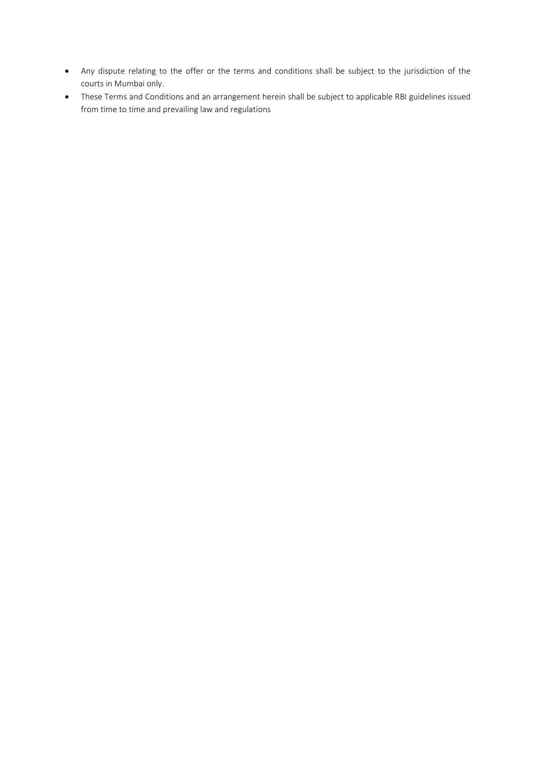- Any dispute relating to the offer or the terms and conditions shall be subject to the jurisdiction of the courts in Mumbai only.
- These Terms and Conditions and an arrangement herein shall be subject to applicable RBI guidelines issued from time to time and prevailing law and regulations